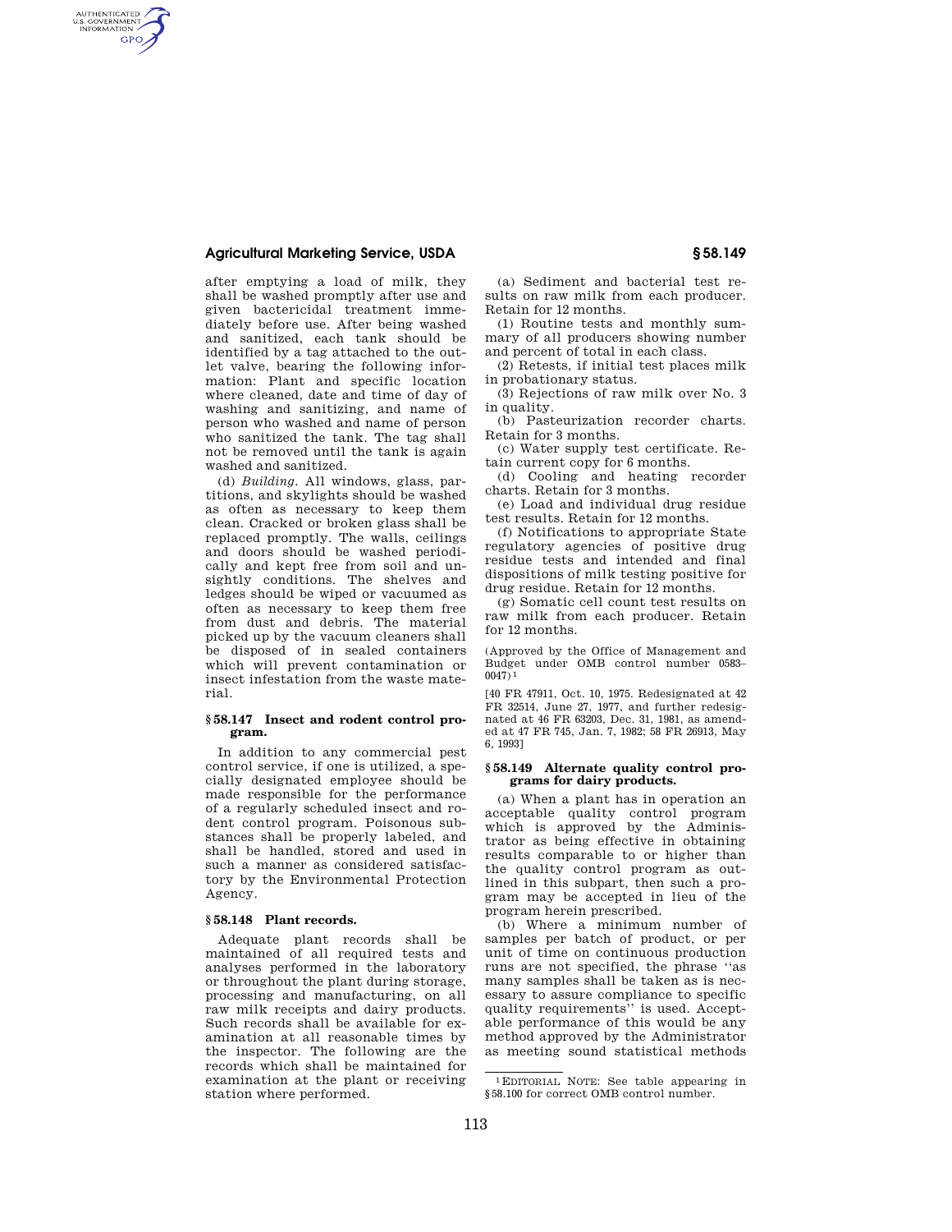after emptying a load of milk, they shall be washed promptly after use and given bactericidal treatment immediately before use. After being washed and sanitized, each tank should be identified by a tag attached to the outlet valve, bearing the following information: Plant and specific location where cleaned, date and time of day of washing and sanitizing, and name of person who washed and name of person who sanitized the tank. The tag shall not be removed until the tank is again washed and sanitized.

(d) *Building.* All windows, glass, partitions, and skylights should be washed as often as necessary to keep them clean. Cracked or broken glass shall be replaced promptly. The walls, ceilings and doors should be washed periodically and kept free from soil and unsightly conditions. The shelves and ledges should be wiped or vacuumed as often as necessary to keep them free from dust and debris. The material picked up by the vacuum cleaners shall be disposed of in sealed containers which will prevent contamination or insect infestation from the waste material.

### § 58.147 Insect and rodent control program.

In addition to any commercial pest control service, if one is utilized, a specially designated employee should be made responsible for the performance of a regularly scheduled insect and rodent control program. Poisonous substances shall be properly labeled, and shall be handled, stored and used in such a manner as considered satisfactory by the Environmental Protection Agency.

### § 58.148 Plant records.

Adequate plant records shall be maintained of all required tests and analyses performed in the laboratory or throughout the plant during storage, processing and manufacturing, on all raw milk receipts and dairy products. Such records shall be available for examination at all reasonable times by the inspector. The following are the records which shall be maintained for examination at the plant or receiving station where performed.

(a) Sediment and bacterial test results on raw milk from each producer. Retain for 12 months.

(1) Routine tests and monthly summary of all producers showing number and percent of total in each class.

(2) Retests, if initial test places milk in probationary status.

(3) Rejections of raw milk over No. 3 in quality.

(b) Pasteurization recorder charts. Retain for 3 months.

(c) Water supply test certificate. Retain current copy for 6 months.

(d) Cooling and heating recorder charts. Retain for 3 months.

(e) Load and individual drug residue test results. Retain for 12 months.

(f) Notifications to appropriate State regulatory agencies of positive drug residue tests and intended and final dispositions of milk testing positive for drug residue. Retain for 12 months.

(g) Somatic cell count test results on raw milk from each producer. Retain for 12 months.

(Approved by the Office of Management and Budget under OMB control number 0583–0047)[1]

[40 FR 47911, Oct. 10, 1975. Redesignated at 42 FR 32514, June 27, 1977, and further redesignated at 46 FR 63203, Dec. 31, 1981, as amended at 47 FR 745, Jan. 7, 1982; 58 FR 26913, May 6, 1993]

### § 58.149 Alternate quality control programs for dairy products.

(a) When a plant has in operation an acceptable quality control program which is approved by the Administrator as being effective in obtaining results comparable to or higher than the quality control program as outlined in this subpart, then such a program may be accepted in lieu of the program herein prescribed.

(b) Where a minimum number of samples per batch of product, or per unit of time on continuous production runs are not specified, the phrase "as many samples shall be taken as is necessary to assure compliance to specific quality requirements" is used. Acceptable performance of this would be any method approved by the Administrator as meeting sound statistical methods

[1] EDITORIAL NOTE: See table appearing in § 58.100 for correct OMB control number.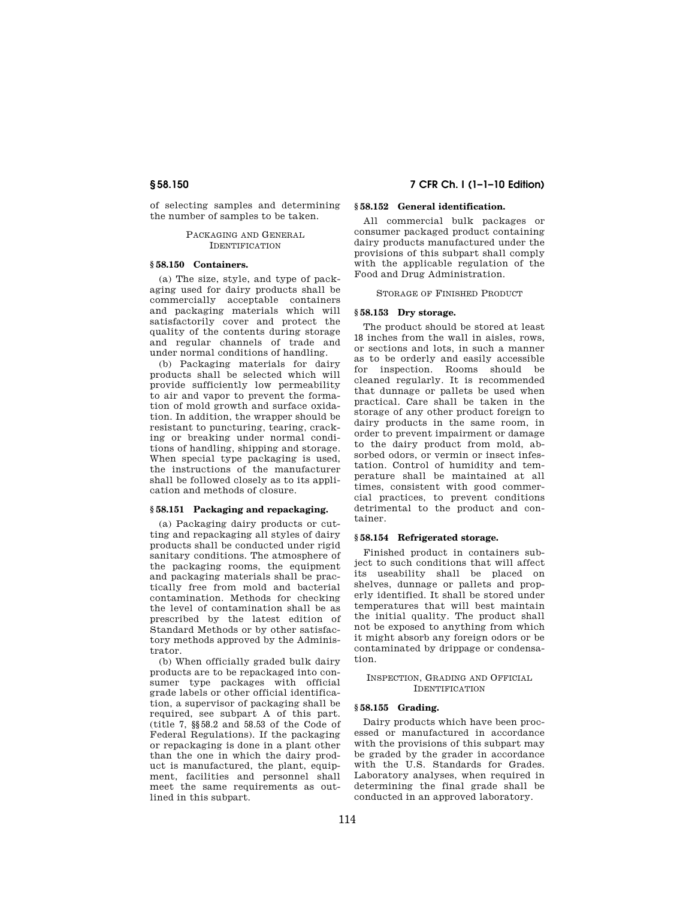of selecting samples and determining the number of samples to be taken.

PACKAGING AND GENERAL IDENTIFICATION

### § 58.150 Containers.

(a) The size, style, and type of packaging used for dairy products shall be commercially acceptable containers and packaging materials which will satisfactorily cover and protect the quality of the contents during storage and regular channels of trade and under normal conditions of handling.

(b) Packaging materials for dairy products shall be selected which will provide sufficiently low permeability to air and vapor to prevent the formation of mold growth and surface oxidation. In addition, the wrapper should be resistant to puncturing, tearing, cracking or breaking under normal conditions of handling, shipping and storage. When special type packaging is used, the instructions of the manufacturer shall be followed closely as to its application and methods of closure.

### § 58.151 Packaging and repackaging.

(a) Packaging dairy products or cutting and repackaging all styles of dairy products shall be conducted under rigid sanitary conditions. The atmosphere of the packaging rooms, the equipment and packaging materials shall be practically free from mold and bacterial contamination. Methods for checking the level of contamination shall be as prescribed by the latest edition of Standard Methods or by other satisfactory methods approved by the Administrator.

(b) When officially graded bulk dairy products are to be repackaged into consumer type packages with official grade labels or other official identification, a supervisor of packaging shall be required, see subpart A of this part. (title 7, §§ 58.2 and 58.53 of the Code of Federal Regulations). If the packaging or repackaging is done in a plant other than the one in which the dairy product is manufactured, the plant, equipment, facilities and personnel shall meet the same requirements as outlined in this subpart.

### § 58.152 General identification.

All commercial bulk packages or consumer packaged product containing dairy products manufactured under the provisions of this subpart shall comply with the applicable regulation of the Food and Drug Administration.

STORAGE OF FINISHED PRODUCT

### § 58.153 Dry storage.

The product should be stored at least 18 inches from the wall in aisles, rows, or sections and lots, in such a manner as to be orderly and easily accessible for inspection. Rooms should be cleaned regularly. It is recommended that dunnage or pallets be used when practical. Care shall be taken in the storage of any other product foreign to dairy products in the same room, in order to prevent impairment or damage to the dairy product from mold, absorbed odors, or vermin or insect infestation. Control of humidity and temperature shall be maintained at all times, consistent with good commercial practices, to prevent conditions detrimental to the product and container.

### § 58.154 Refrigerated storage.

Finished product in containers subject to such conditions that will affect its useability shall be placed on shelves, dunnage or pallets and properly identified. It shall be stored under temperatures that will best maintain the initial quality. The product shall not be exposed to anything from which it might absorb any foreign odors or be contaminated by drippage or condensation.

INSPECTION, GRADING AND OFFICIAL IDENTIFICATION

### § 58.155 Grading.

Dairy products which have been processed or manufactured in accordance with the provisions of this subpart may be graded by the grader in accordance with the U.S. Standards for Grades. Laboratory analyses, when required in determining the final grade shall be conducted in an approved laboratory.